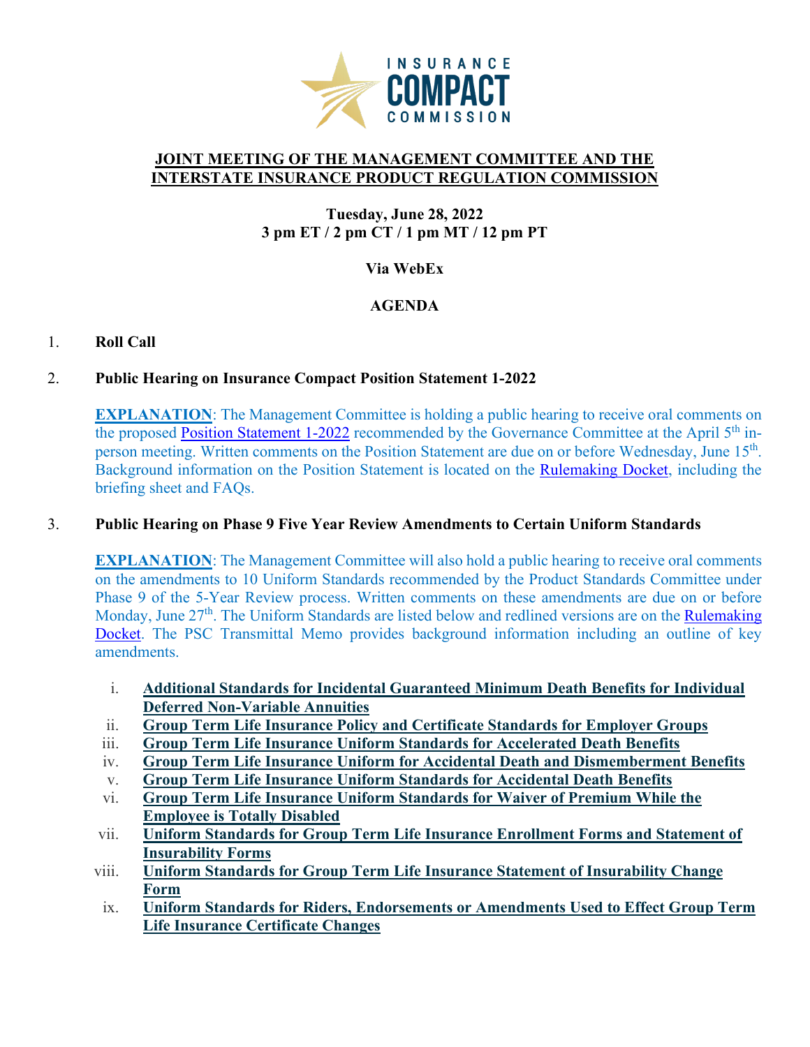INSURANCE COMPACT COMMISSION

## JOINT MEETING OF THE MANAGEMENT COMMITTEE AND THE INTERSTATE INSURANCE PRODUCT REGULATION COMMISSION

**Tuesday, June 28, 2022**
**3 pm ET / 2 pm CT / 1 pm MT / 12 pm PT**

**Via WebEx**

**AGENDA**

1. **Roll Call**

2. **Public Hearing on Insurance Compact Position Statement 1-2022**

   **EXPLANATION**: The Management Committee is holding a public hearing to receive oral comments on the proposed Position Statement 1-2022 recommended by the Governance Committee at the April 5th in-person meeting. Written comments on the Position Statement are due on or before Wednesday, June 15th. Background information on the Position Statement is located on the Rulemaking Docket, including the briefing sheet and FAQs.

3. **Public Hearing on Phase 9 Five Year Review Amendments to Certain Uniform Standards**

   **EXPLANATION**: The Management Committee will also hold a public hearing to receive oral comments on the amendments to 10 Uniform Standards recommended by the Product Standards Committee under Phase 9 of the 5-Year Review process. Written comments on these amendments are due on or before Monday, June 27th. The Uniform Standards are listed below and redlined versions are on the Rulemaking Docket. The PSC Transmittal Memo provides background information including an outline of key amendments.

   i. **Additional Standards for Incidental Guaranteed Minimum Death Benefits for Individual Deferred Non-Variable Annuities**
   ii. **Group Term Life Insurance Policy and Certificate Standards for Employer Groups**
   iii. **Group Term Life Insurance Uniform Standards for Accelerated Death Benefits**
   iv. **Group Term Life Insurance Uniform for Accidental Death and Dismemberment Benefits**
   v. **Group Term Life Insurance Uniform Standards for Accidental Death Benefits**
   vi. **Group Term Life Insurance Uniform Standards for Waiver of Premium While the Employee is Totally Disabled**
   vii. **Uniform Standards for Group Term Life Insurance Enrollment Forms and Statement of Insurability Forms**
   viii. **Uniform Standards for Group Term Life Insurance Statement of Insurability Change Form**
   ix. **Uniform Standards for Riders, Endorsements or Amendments Used to Effect Group Term Life Insurance Certificate Changes**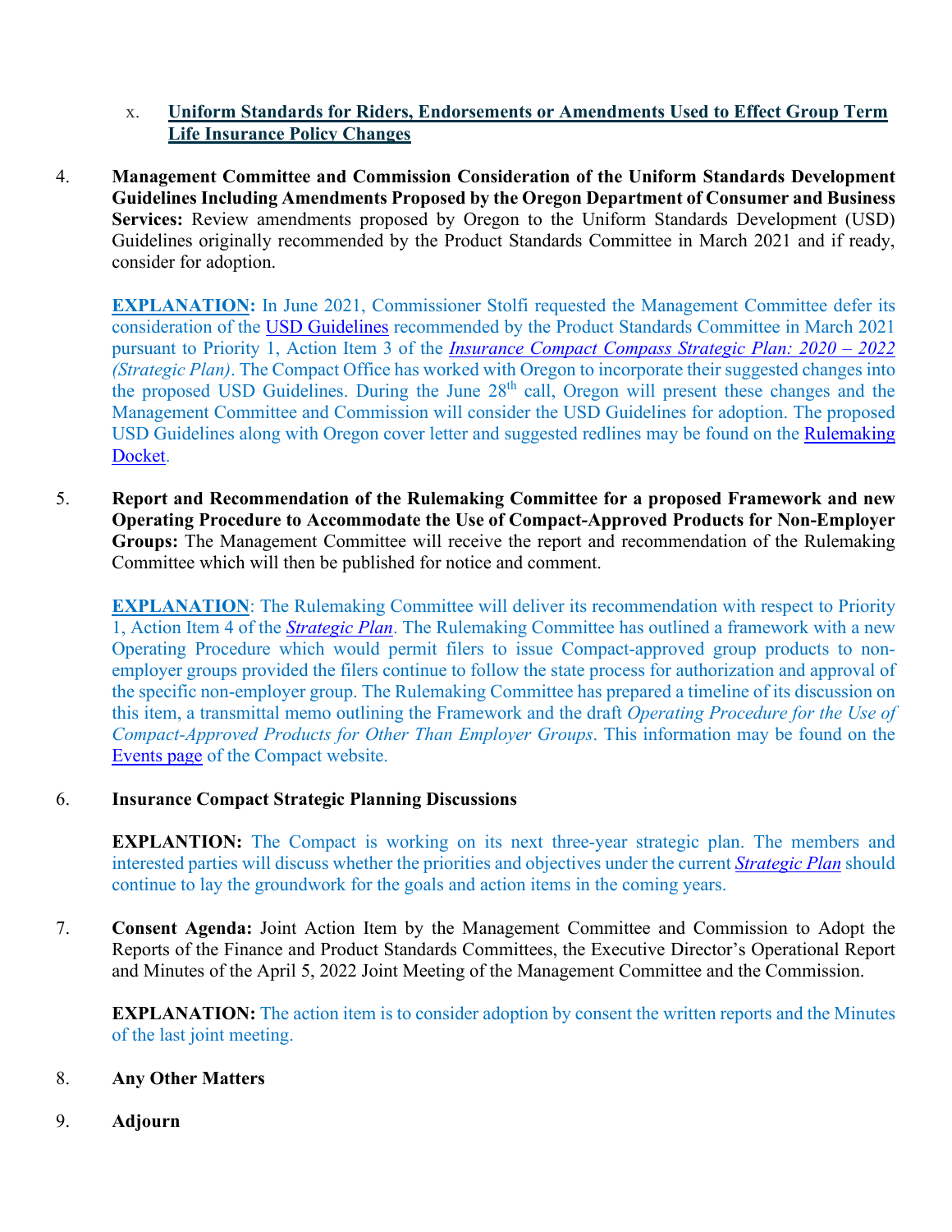x. **Uniform Standards for Riders, Endorsements or Amendments Used to Effect Group Term Life Insurance Policy Changes**

4. **Management Committee and Commission Consideration of the Uniform Standards Development Guidelines Including Amendments Proposed by the Oregon Department of Consumer and Business Services:** Review amendments proposed by Oregon to the Uniform Standards Development (USD) Guidelines originally recommended by the Product Standards Committee in March 2021 and if ready, consider for adoption.

   **EXPLANATION:** In June 2021, Commissioner Stolfi requested the Management Committee defer its consideration of the USD Guidelines recommended by the Product Standards Committee in March 2021 pursuant to Priority 1, Action Item 3 of the *Insurance Compact Compass Strategic Plan: 2020 – 2022 (Strategic Plan)*. The Compact Office has worked with Oregon to incorporate their suggested changes into the proposed USD Guidelines. During the June 28th call, Oregon will present these changes and the Management Committee and Commission will consider the USD Guidelines for adoption. The proposed USD Guidelines along with Oregon cover letter and suggested redlines may be found on the Rulemaking Docket.

5. **Report and Recommendation of the Rulemaking Committee for a proposed Framework and new Operating Procedure to Accommodate the Use of Compact-Approved Products for Non-Employer Groups:** The Management Committee will receive the report and recommendation of the Rulemaking Committee which will then be published for notice and comment.

   **EXPLANATION**: The Rulemaking Committee will deliver its recommendation with respect to Priority 1, Action Item 4 of the *Strategic Plan*. The Rulemaking Committee has outlined a framework with a new Operating Procedure which would permit filers to issue Compact-approved group products to non-employer groups provided the filers continue to follow the state process for authorization and approval of the specific non-employer group. The Rulemaking Committee has prepared a timeline of its discussion on this item, a transmittal memo outlining the Framework and the draft *Operating Procedure for the Use of Compact-Approved Products for Other Than Employer Groups*. This information may be found on the Events page of the Compact website.

6. **Insurance Compact Strategic Planning Discussions**

   **EXPLANTION:** The Compact is working on its next three-year strategic plan. The members and interested parties will discuss whether the priorities and objectives under the current *Strategic Plan* should continue to lay the groundwork for the goals and action items in the coming years.

7. **Consent Agenda:** Joint Action Item by the Management Committee and Commission to Adopt the Reports of the Finance and Product Standards Committees, the Executive Director's Operational Report and Minutes of the April 5, 2022 Joint Meeting of the Management Committee and the Commission.

   **EXPLANATION:** The action item is to consider adoption by consent the written reports and the Minutes of the last joint meeting.

8. **Any Other Matters**

9. **Adjourn**